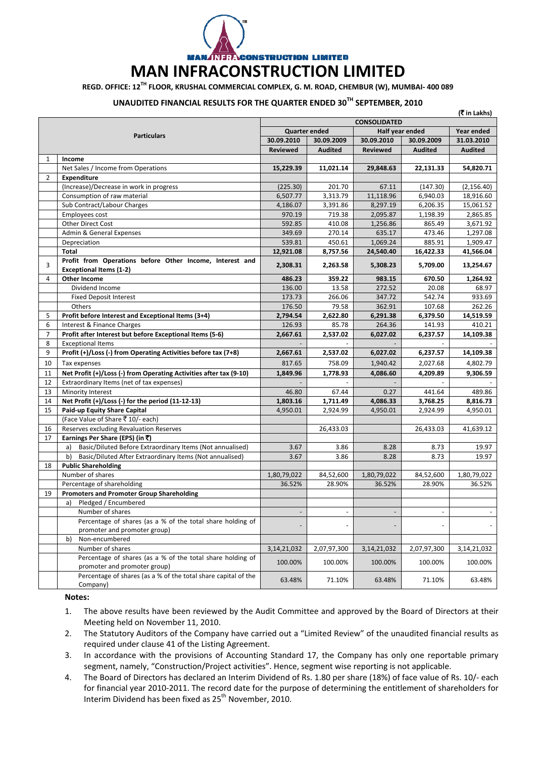# MAN INFRACONSTRUCTION LIMITED

**REGD. OFFICE: 12[TH] FLOOR, KRUSHAL COMMERCIAL COMPLEX, G. M. ROAD, CHEMBUR (W), MUMBAI- 400 089**

**UNAUDITED FINANCIAL RESULTS FOR THE QUARTER ENDED 30[TH] SEPTEMBER, 2010**

(₹ in Lakhs)

| | Particulars | CONSOLIDATED | | | | |
|---|---|---|---|---|---|---|
| | | Quarter ended | | Half year ended | | Year ended |
| | | 30.09.2010 | 30.09.2009 | 30.09.2010 | 30.09.2009 | 31.03.2010 |
| | | Reviewed | Audited | Reviewed | Audited | Audited |
| 1 | **Income** | | | | | |
| | Net Sales / Income from Operations | **15,229.39** | **11,021.14** | **29,848.63** | **22,131.33** | **54,820.71** |
| 2 | **Expenditure** | | | | | |
| | (Increase)/Decrease in work in progress | (225.30) | 201.70 | 67.11 | (147.30) | (2,156.40) |
| | Consumption of raw material | 6,507.77 | 3,313.79 | 11,118.96 | 6,940.03 | 18,916.60 |
| | Sub Contract/Labour Charges | 4,186.07 | 3,391.86 | 8,297.19 | 6,206.35 | 15,061.52 |
| | Employees cost | 970.19 | 719.38 | 2,095.87 | 1,198.39 | 2,865.85 |
| | Other Direct Cost | 592.85 | 410.08 | 1,256.86 | 865.49 | 3,671.92 |
| | Admin & General Expenses | 349.69 | 270.14 | 635.17 | 473.46 | 1,297.08 |
| | Depreciation | 539.81 | 450.61 | 1,069.24 | 885.91 | 1,909.47 |
| | **Total** | **12,921.08** | **8,757.56** | **24,540.40** | **16,422.33** | **41,566.04** |
| 3 | **Profit from Operations before Other Income, Interest and Exceptional Items (1-2)** | **2,308.31** | **2,263.58** | **5,308.23** | **5,709.00** | **13,254.67** |
| 4 | **Other Income** | **486.23** | **359.22** | **983.15** | **670.50** | **1,264.92** |
| | Dividend Income | 136.00 | 13.58 | 272.52 | 20.08 | 68.97 |
| | Fixed Deposit Interest | 173.73 | 266.06 | 347.72 | 542.74 | 933.69 |
| | Others | 176.50 | 79.58 | 362.91 | 107.68 | 262.26 |
| 5 | **Profit before Interest and Exceptional Items (3+4)** | **2,794.54** | **2,622.80** | **6,291.38** | **6,379.50** | **14,519.59** |
| 6 | Interest & Finance Charges | 126.93 | 85.78 | 264.36 | 141.93 | 410.21 |
| 7 | **Profit after Interest but before Exceptional Items (5-6)** | **2,667.61** | **2,537.02** | **6,027.02** | **6,237.57** | **14,109.38** |
| 8 | Exceptional Items | - | - | - | - | - |
| 9 | **Profit (+)/Loss (-) from Operating Activities before tax (7+8)** | **2,667.61** | **2,537.02** | **6,027.02** | **6,237.57** | **14,109.38** |
| 10 | Tax expenses | 817.65 | 758.09 | 1,940.42 | 2,027.68 | 4,802.79 |
| 11 | **Net Profit (+)/Loss (-) from Operating Activities after tax (9-10)** | **1,849.96** | **1,778.93** | **4,086.60** | **4,209.89** | **9,306.59** |
| 12 | Extraordinary Items (net of tax expenses) | - | - | - | - | - |
| 13 | Minority Interest | 46.80 | 67.44 | 0.27 | 441.64 | 489.86 |
| 14 | **Net Profit (+)/Loss (-) for the period (11-12-13)** | **1,803.16** | **1,711.49** | **4,086.33** | **3,768.25** | **8,816.73** |
| 15 | **Paid-up Equity Share Capital** | 4,950.01 | 2,924.99 | 4,950.01 | 2,924.99 | 4,950.01 |
| | (Face Value of Share ₹ 10/- each) | | | | | |
| 16 | Reserves excluding Revaluation Reserves | | 26,433.03 | | 26,433.03 | 41,639.12 |
| 17 | **Earnings Per Share (EPS) (in ₹)** | | | | | |
| | a) Basic/Diluted Before Extraordinary Items (Not annualised) | 3.67 | 3.86 | 8.28 | 8.73 | 19.97 |
| | b) Basic/Diluted After Extraordinary Items (Not annualised) | 3.67 | 3.86 | 8.28 | 8.73 | 19.97 |
| 18 | **Public Shareholding** | | | | | |
| | Number of shares | 1,80,79,022 | 84,52,600 | 1,80,79,022 | 84,52,600 | 1,80,79,022 |
| | Percentage of shareholding | 36.52% | 28.90% | 36.52% | 28.90% | 36.52% |
| 19 | **Promoters and Promoter Group Shareholding** | | | | | |
| | a) Pledged / Encumbered | | | | | |
| | Number of shares | - | - | - | - | - |
| | Percentage of shares (as a % of the total share holding of promoter and promoter group) | - | - | - | - | - |
| | b) Non-encumbered | | | | | |
| | Number of shares | 3,14,21,032 | 2,07,97,300 | 3,14,21,032 | 2,07,97,300 | 3,14,21,032 |
| | Percentage of shares (as a % of the total share holding of promoter and promoter group) | 100.00% | 100.00% | 100.00% | 100.00% | 100.00% |
| | Percentage of shares (as a % of the total share capital of the Company) | 63.48% | 71.10% | 63.48% | 71.10% | 63.48% |

**Notes:**

1. The above results have been reviewed by the Audit Committee and approved by the Board of Directors at their Meeting held on November 11, 2010.
2. The Statutory Auditors of the Company have carried out a "Limited Review" of the unaudited financial results as required under clause 41 of the Listing Agreement.
3. In accordance with the provisions of Accounting Standard 17, the Company has only one reportable primary segment, namely, "Construction/Project activities". Hence, segment wise reporting is not applicable.
4. The Board of Directors has declared an Interim Dividend of Rs. 1.80 per share (18%) of face value of Rs. 10/- each for financial year 2010-2011. The record date for the purpose of determining the entitlement of shareholders for Interim Dividend has been fixed as 25[th] November, 2010.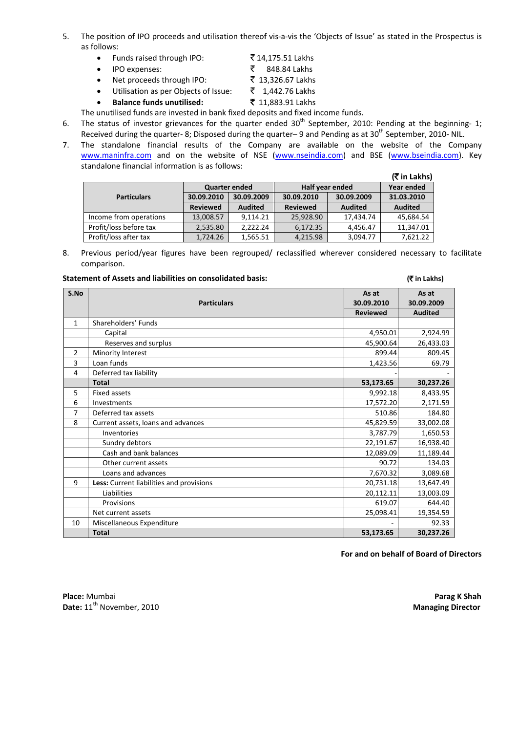5. The position of IPO proceeds and utilisation thereof vis-a-vis the 'Objects of Issue' as stated in the Prospectus is as follows:
   - Funds raised through IPO: ₹ 14,175.51 Lakhs
   - IPO expenses: ₹ 848.84 Lakhs
   - Net proceeds through IPO: ₹ 13,326.67 Lakhs
   - Utilisation as per Objects of Issue: ₹ 1,442.76 Lakhs
   - **Balance funds unutilised:** ₹ 11,883.91 Lakhs

   The unutilised funds are invested in bank fixed deposits and fixed income funds.

6. The status of investor grievances for the quarter ended 30th September, 2010: Pending at the beginning- 1; Received during the quarter- 8; Disposed during the quarter– 9 and Pending as at 30th September, 2010- NIL.

7. The standalone financial results of the Company are available on the website of the Company www.maninfra.com and on the website of NSE (www.nseindia.com) and BSE (www.bseindia.com). Key standalone financial information is as follows:

**(₹ in Lakhs)**

| Particulars | Quarter ended | | Half year ended | | Year ended |
|---|---|---|---|---|---|
| | 30.09.2010 | 30.09.2009 | 30.09.2010 | 30.09.2009 | 31.03.2010 |
| | Reviewed | Audited | Reviewed | Audited | Audited |
| Income from operations | 13,008.57 | 9,114.21 | 25,928.90 | 17,434.74 | 45,684.54 |
| Profit/loss before tax | 2,535.80 | 2,222.24 | 6,172.35 | 4,456.47 | 11,347.01 |
| Profit/loss after tax | 1,724.26 | 1,565.51 | 4,215.98 | 3,094.77 | 7,621.22 |

8. Previous period/year figures have been regrouped/ reclassified wherever considered necessary to facilitate comparison.

**Statement of Assets and liabilities on consolidated basis:** **(₹ in Lakhs)**

| S.No | Particulars | As at 30.09.2010 | As at 30.09.2009 |
|---|---|---|---|
| | | Reviewed | Audited |
| 1 | Shareholders' Funds | | |
| | Capital | 4,950.01 | 2,924.99 |
| | Reserves and surplus | 45,900.64 | 26,433.03 |
| 2 | Minority Interest | 899.44 | 809.45 |
| 3 | Loan funds | 1,423.56 | 69.79 |
| 4 | Deferred tax liability | - | - |
| | **Total** | **53,173.65** | **30,237.26** |
| 5 | Fixed assets | 9,992.18 | 8,433.95 |
| 6 | Investments | 17,572.20 | 2,171.59 |
| 7 | Deferred tax assets | 510.86 | 184.80 |
| 8 | Current assets, loans and advances | 45,829.59 | 33,002.08 |
| | Inventories | 3,787.79 | 1,650.53 |
| | Sundry debtors | 22,191.67 | 16,938.40 |
| | Cash and bank balances | 12,089.09 | 11,189.44 |
| | Other current assets | 90.72 | 134.03 |
| | Loans and advances | 7,670.32 | 3,089.68 |
| 9 | **Less:** Current liabilities and provisions | 20,731.18 | 13,647.49 |
| | Liabilities | 20,112.11 | 13,003.09 |
| | Provisions | 619.07 | 644.40 |
| | Net current assets | 25,098.41 | 19,354.59 |
| 10 | Miscellaneous Expenditure | - | 92.33 |
| | **Total** | **53,173.65** | **30,237.26** |

**For and on behalf of Board of Directors**

**Place:** Mumbai
**Date:** 11th November, 2010

**Parag K Shah**
**Managing Director**